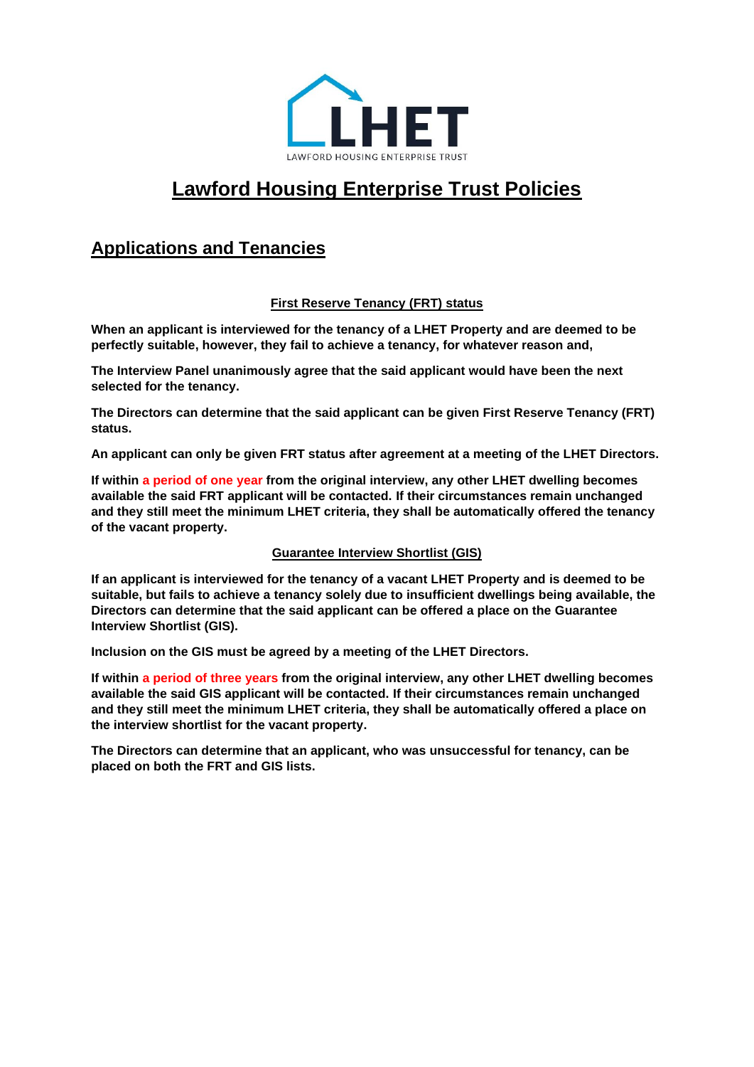LHET
LAWFORD HOUSING ENTERPRISE TRUST

# Lawford Housing Enterprise Trust Policies

## Applications and Tenancies

### First Reserve Tenancy (FRT) status

**When an applicant is interviewed for the tenancy of a LHET Property and are deemed to be perfectly suitable, however, they fail to achieve a tenancy, for whatever reason and,**

**The Interview Panel unanimously agree that the said applicant would have been the next selected for the tenancy.**

**The Directors can determine that the said applicant can be given First Reserve Tenancy (FRT) status.**

**An applicant can only be given FRT status after agreement at a meeting of the LHET Directors.**

**If within a period of one year from the original interview, any other LHET dwelling becomes available the said FRT applicant will be contacted. If their circumstances remain unchanged and they still meet the minimum LHET criteria, they shall be automatically offered the tenancy of the vacant property.**

### Guarantee Interview Shortlist (GIS)

**If an applicant is interviewed for the tenancy of a vacant LHET Property and is deemed to be suitable, but fails to achieve a tenancy solely due to insufficient dwellings being available, the Directors can determine that the said applicant can be offered a place on the Guarantee Interview Shortlist (GIS).**

**Inclusion on the GIS must be agreed by a meeting of the LHET Directors.**

**If within a period of three years from the original interview, any other LHET dwelling becomes available the said GIS applicant will be contacted. If their circumstances remain unchanged and they still meet the minimum LHET criteria, they shall be automatically offered a place on the interview shortlist for the vacant property.**

**The Directors can determine that an applicant, who was unsuccessful for tenancy, can be placed on both the FRT and GIS lists.**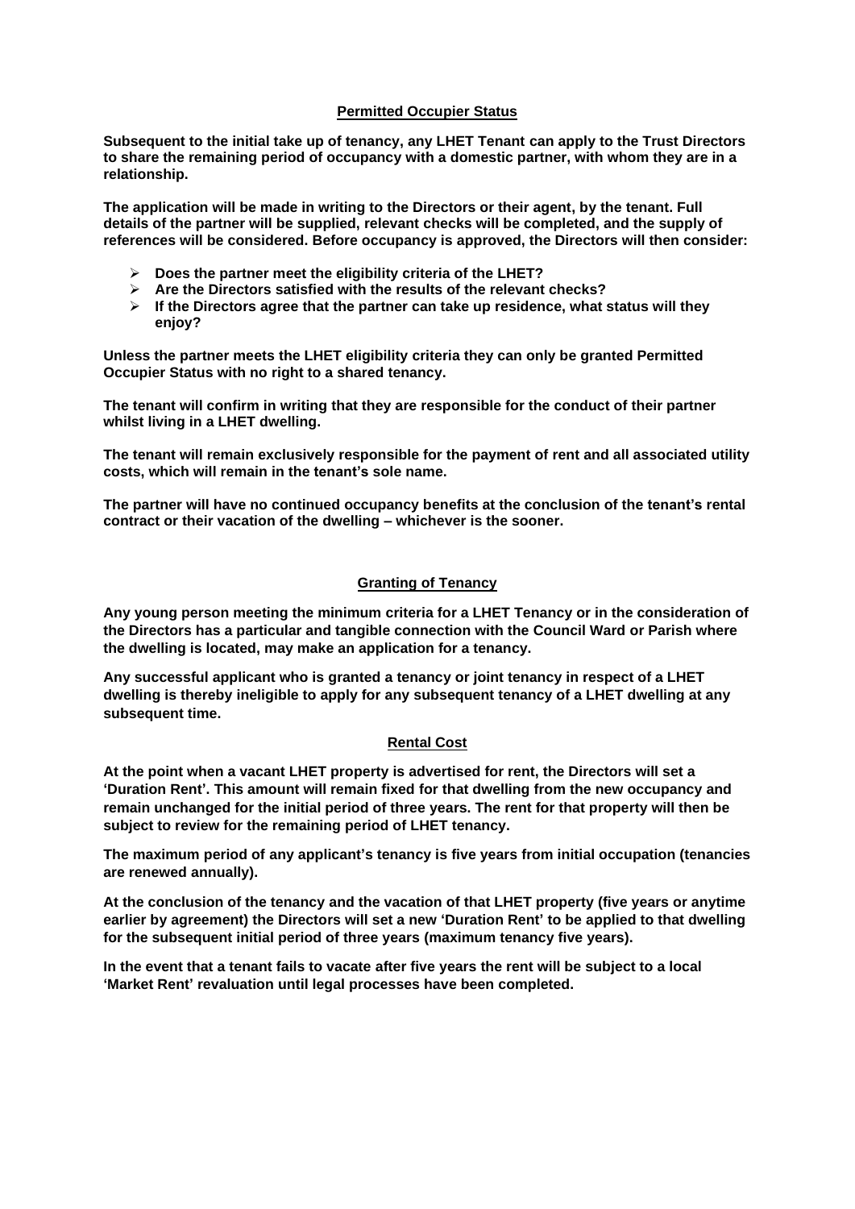## Permitted Occupier Status

**Subsequent to the initial take up of tenancy, any LHET Tenant can apply to the Trust Directors to share the remaining period of occupancy with a domestic partner, with whom they are in a relationship.**

**The application will be made in writing to the Directors or their agent, by the tenant. Full details of the partner will be supplied, relevant checks will be completed, and the supply of references will be considered. Before occupancy is approved, the Directors will then consider:**

- **Does the partner meet the eligibility criteria of the LHET?**
- **Are the Directors satisfied with the results of the relevant checks?**
- **If the Directors agree that the partner can take up residence, what status will they enjoy?**

**Unless the partner meets the LHET eligibility criteria they can only be granted Permitted Occupier Status with no right to a shared tenancy.**

**The tenant will confirm in writing that they are responsible for the conduct of their partner whilst living in a LHET dwelling.**

**The tenant will remain exclusively responsible for the payment of rent and all associated utility costs, which will remain in the tenant's sole name.**

**The partner will have no continued occupancy benefits at the conclusion of the tenant's rental contract or their vacation of the dwelling – whichever is the sooner.**

## Granting of Tenancy

**Any young person meeting the minimum criteria for a LHET Tenancy or in the consideration of the Directors has a particular and tangible connection with the Council Ward or Parish where the dwelling is located, may make an application for a tenancy.**

**Any successful applicant who is granted a tenancy or joint tenancy in respect of a LHET dwelling is thereby ineligible to apply for any subsequent tenancy of a LHET dwelling at any subsequent time.**

## Rental Cost

**At the point when a vacant LHET property is advertised for rent, the Directors will set a 'Duration Rent'. This amount will remain fixed for that dwelling from the new occupancy and remain unchanged for the initial period of three years. The rent for that property will then be subject to review for the remaining period of LHET tenancy.**

**The maximum period of any applicant's tenancy is five years from initial occupation (tenancies are renewed annually).**

**At the conclusion of the tenancy and the vacation of that LHET property (five years or anytime earlier by agreement) the Directors will set a new 'Duration Rent' to be applied to that dwelling for the subsequent initial period of three years (maximum tenancy five years).**

**In the event that a tenant fails to vacate after five years the rent will be subject to a local 'Market Rent' revaluation until legal processes have been completed.**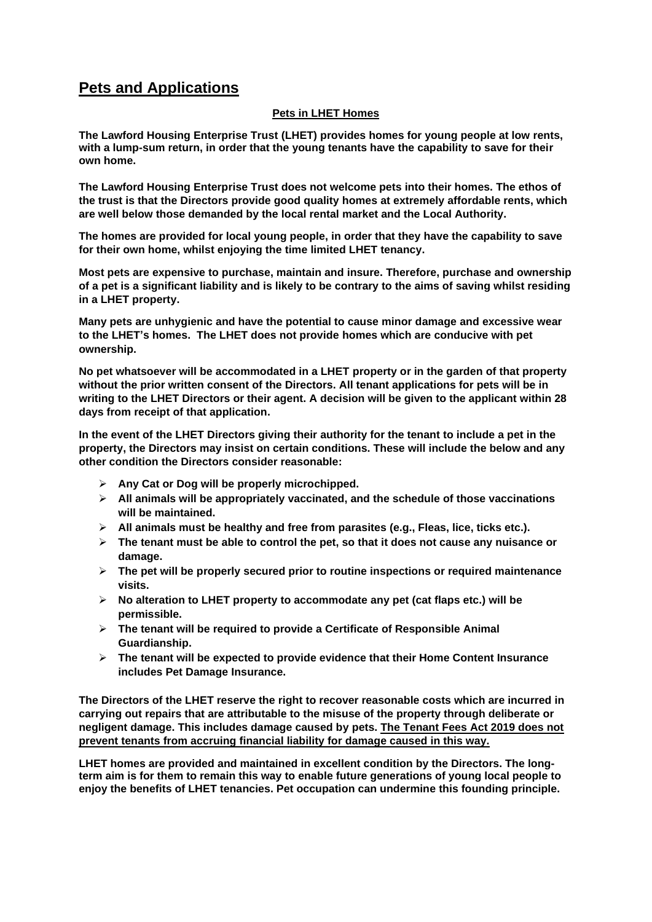# Pets and Applications

**Pets in LHET Homes**

**The Lawford Housing Enterprise Trust (LHET) provides homes for young people at low rents, with a lump-sum return, in order that the young tenants have the capability to save for their own home.**

**The Lawford Housing Enterprise Trust does not welcome pets into their homes. The ethos of the trust is that the Directors provide good quality homes at extremely affordable rents, which are well below those demanded by the local rental market and the Local Authority.**

**The homes are provided for local young people, in order that they have the capability to save for their own home, whilst enjoying the time limited LHET tenancy.**

**Most pets are expensive to purchase, maintain and insure. Therefore, purchase and ownership of a pet is a significant liability and is likely to be contrary to the aims of saving whilst residing in a LHET property.**

**Many pets are unhygienic and have the potential to cause minor damage and excessive wear to the LHET's homes. The LHET does not provide homes which are conducive with pet ownership.**

**No pet whatsoever will be accommodated in a LHET property or in the garden of that property without the prior written consent of the Directors. All tenant applications for pets will be in writing to the LHET Directors or their agent. A decision will be given to the applicant within 28 days from receipt of that application.**

**In the event of the LHET Directors giving their authority for the tenant to include a pet in the property, the Directors may insist on certain conditions. These will include the below and any other condition the Directors consider reasonable:**

- **Any Cat or Dog will be properly microchipped.**
- **All animals will be appropriately vaccinated, and the schedule of those vaccinations will be maintained.**
- **All animals must be healthy and free from parasites (e.g., Fleas, lice, ticks etc.).**
- **The tenant must be able to control the pet, so that it does not cause any nuisance or damage.**
- **The pet will be properly secured prior to routine inspections or required maintenance visits.**
- **No alteration to LHET property to accommodate any pet (cat flaps etc.) will be permissible.**
- **The tenant will be required to provide a Certificate of Responsible Animal Guardianship.**
- **The tenant will be expected to provide evidence that their Home Content Insurance includes Pet Damage Insurance.**

**The Directors of the LHET reserve the right to recover reasonable costs which are incurred in carrying out repairs that are attributable to the misuse of the property through deliberate or negligent damage. This includes damage caused by pets. <u>The Tenant Fees Act 2019 does not prevent tenants from accruing financial liability for damage caused in this way.</u>**

**LHET homes are provided and maintained in excellent condition by the Directors. The long-term aim is for them to remain this way to enable future generations of young local people to enjoy the benefits of LHET tenancies. Pet occupation can undermine this founding principle.**